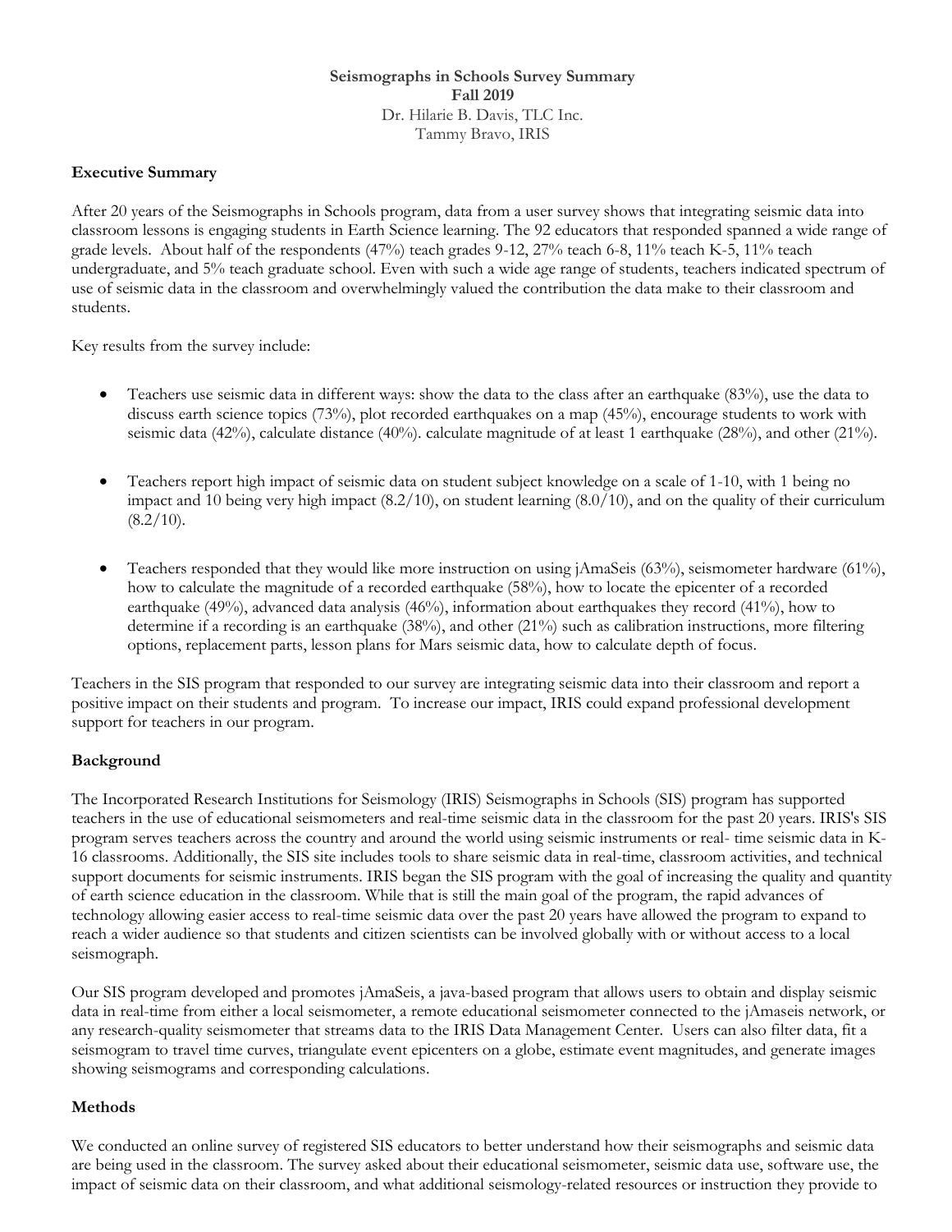**Seismographs in Schools Survey Summary**
**Fall 2019**
Dr. Hilarie B. Davis, TLC Inc.
Tammy Bravo, IRIS

### Executive Summary

After 20 years of the Seismographs in Schools program, data from a user survey shows that integrating seismic data into classroom lessons is engaging students in Earth Science learning. The 92 educators that responded spanned a wide range of grade levels. About half of the respondents (47%) teach grades 9-12, 27% teach 6-8, 11% teach K-5, 11% teach undergraduate, and 5% teach graduate school. Even with such a wide age range of students, teachers indicated spectrum of use of seismic data in the classroom and overwhelmingly valued the contribution the data make to their classroom and students.

Key results from the survey include:

- Teachers use seismic data in different ways: show the data to the class after an earthquake (83%), use the data to discuss earth science topics (73%), plot recorded earthquakes on a map (45%), encourage students to work with seismic data (42%), calculate distance (40%). calculate magnitude of at least 1 earthquake (28%), and other (21%).

- Teachers report high impact of seismic data on student subject knowledge on a scale of 1-10, with 1 being no impact and 10 being very high impact (8.2/10), on student learning (8.0/10), and on the quality of their curriculum (8.2/10).

- Teachers responded that they would like more instruction on using jAmaSeis (63%), seismometer hardware (61%), how to calculate the magnitude of a recorded earthquake (58%), how to locate the epicenter of a recorded earthquake (49%), advanced data analysis (46%), information about earthquakes they record (41%), how to determine if a recording is an earthquake (38%), and other (21%) such as calibration instructions, more filtering options, replacement parts, lesson plans for Mars seismic data, how to calculate depth of focus.

Teachers in the SIS program that responded to our survey are integrating seismic data into their classroom and report a positive impact on their students and program. To increase our impact, IRIS could expand professional development support for teachers in our program.

### Background

The Incorporated Research Institutions for Seismology (IRIS) Seismographs in Schools (SIS) program has supported teachers in the use of educational seismometers and real-time seismic data in the classroom for the past 20 years. IRIS's SIS program serves teachers across the country and around the world using seismic instruments or real- time seismic data in K-16 classrooms. Additionally, the SIS site includes tools to share seismic data in real-time, classroom activities, and technical support documents for seismic instruments. IRIS began the SIS program with the goal of increasing the quality and quantity of earth science education in the classroom. While that is still the main goal of the program, the rapid advances of technology allowing easier access to real-time seismic data over the past 20 years have allowed the program to expand to reach a wider audience so that students and citizen scientists can be involved globally with or without access to a local seismograph.

Our SIS program developed and promotes jAmaSeis, a java-based program that allows users to obtain and display seismic data in real-time from either a local seismometer, a remote educational seismometer connected to the jAmaseis network, or any research-quality seismometer that streams data to the IRIS Data Management Center. Users can also filter data, fit a seismogram to travel time curves, triangulate event epicenters on a globe, estimate event magnitudes, and generate images showing seismograms and corresponding calculations.

### Methods

We conducted an online survey of registered SIS educators to better understand how their seismographs and seismic data are being used in the classroom. The survey asked about their educational seismometer, seismic data use, software use, the impact of seismic data on their classroom, and what additional seismology-related resources or instruction they provide to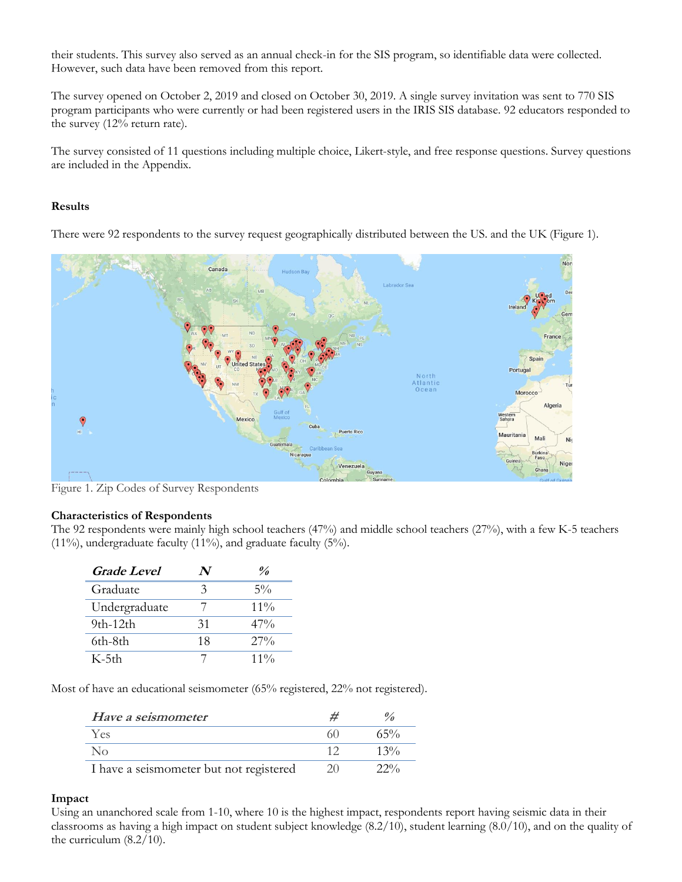their students. This survey also served as an annual check-in for the SIS program, so identifiable data were collected. However, such data have been removed from this report.

The survey opened on October 2, 2019 and closed on October 30, 2019. A single survey invitation was sent to 770 SIS program participants who were currently or had been registered users in the IRIS SIS database. 92 educators responded to the survey (12% return rate).

The survey consisted of 11 questions including multiple choice, Likert-style, and free response questions. Survey questions are included in the Appendix.

**Results**

There were 92 respondents to the survey request geographically distributed between the US. and the UK (Figure 1).

Figure 1. Zip Codes of Survey Respondents

**Characteristics of Respondents**

The 92 respondents were mainly high school teachers (47%) and middle school teachers (27%), with a few K-5 teachers (11%), undergraduate faculty (11%), and graduate faculty (5%).

| *Grade Level* | *N* | *%* |
|---|---|---|
| Graduate | 3 | 5% |
| Undergraduate | 7 | 11% |
| 9th-12th | 31 | 47% |
| 6th-8th | 18 | 27% |
| K-5th | 7 | 11% |

Most of have an educational seismometer (65% registered, 22% not registered).

| *Have a seismometer* | *#* | *%* |
|---|---|---|
| Yes | 60 | 65% |
| No | 12 | 13% |
| I have a seismometer but not registered | 20 | 22% |

**Impact**

Using an unanchored scale from 1-10, where 10 is the highest impact, respondents report having seismic data in their classrooms as having a high impact on student subject knowledge (8.2/10), student learning (8.0/10), and on the quality of the curriculum (8.2/10).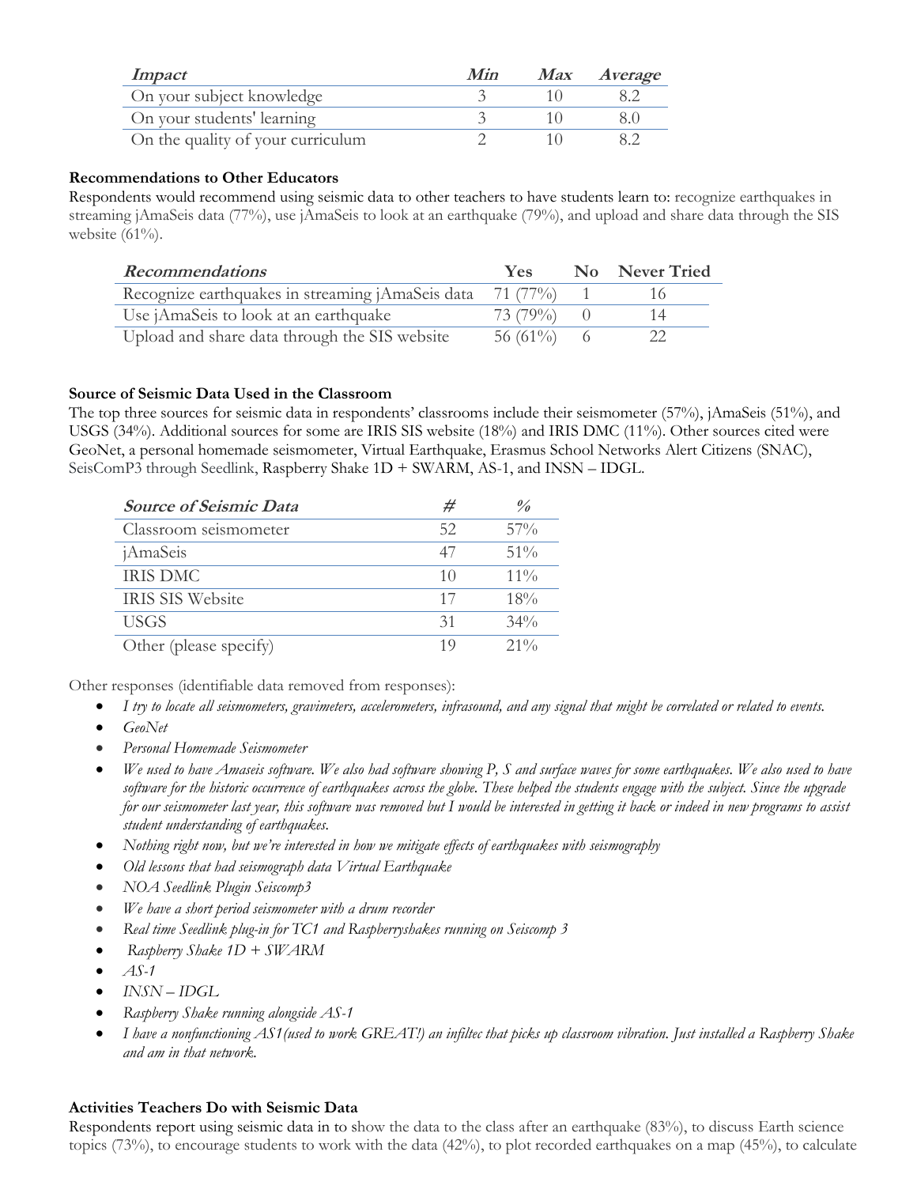| *Impact* | *Min* | *Max* | *Average* |
|---|---|---|---|
| On your subject knowledge | 3 | 10 | 8.2 |
| On your students' learning | 3 | 10 | 8.0 |
| On the quality of your curriculum | 2 | 10 | 8.2 |

**Recommendations to Other Educators**

Respondents would recommend using seismic data to other teachers to have students learn to: recognize earthquakes in streaming jAmaSeis data (77%), use jAmaSeis to look at an earthquake (79%), and upload and share data through the SIS website (61%).

| *Recommendations* | Yes | No | Never Tried |
|---|---|---|---|
| Recognize earthquakes in streaming jAmaSeis data | 71 (77%) | 1 | 16 |
| Use jAmaSeis to look at an earthquake | 73 (79%) | 0 | 14 |
| Upload and share data through the SIS website | 56 (61%) | 6 | 22 |

**Source of Seismic Data Used in the Classroom**

The top three sources for seismic data in respondents' classrooms include their seismometer (57%), jAmaSeis (51%), and USGS (34%). Additional sources for some are IRIS SIS website (18%) and IRIS DMC (11%). Other sources cited were GeoNet, a personal homemade seismometer, Virtual Earthquake, Erasmus School Networks Alert Citizens (SNAC), SeisComP3 through Seedlink, Raspberry Shake 1D + SWARM, AS-1, and INSN – IDGL.

| *Source of Seismic Data* | *#* | *%* |
|---|---|---|
| Classroom seismometer | 52 | 57% |
| jAmaSeis | 47 | 51% |
| IRIS DMC | 10 | 11% |
| IRIS SIS Website | 17 | 18% |
| USGS | 31 | 34% |
| Other (please specify) | 19 | 21% |

Other responses (identifiable data removed from responses):

- *I try to locate all seismometers, gravimeters, accelerometers, infrasound, and any signal that might be correlated or related to events.*
- *GeoNet*
- *Personal Homemade Seismometer*
- *We used to have Amaseis software. We also had software showing P, S and surface waves for some earthquakes. We also used to have software for the historic occurrence of earthquakes across the globe. These helped the students engage with the subject. Since the upgrade for our seismometer last year, this software was removed but I would be interested in getting it back or indeed in new programs to assist student understanding of earthquakes.*
- *Nothing right now, but we're interested in how we mitigate effects of earthquakes with seismography*
- *Old lessons that had seismograph data Virtual Earthquake*
- *NOA Seedlink Plugin Seiscomp3*
- *We have a short period seismometer with a drum recorder*
- *Real time Seedlink plug-in for TC1 and Raspberryshakes running on Seiscomp 3*
- *Raspberry Shake 1D + SWARM*
- *AS-1*
- *INSN – IDGL*
- *Raspberry Shake running alongside AS-1*
- *I have a nonfunctioning AS1(used to work GREAT!) an infiltec that picks up classroom vibration. Just installed a Raspberry Shake and am in that network.*

**Activities Teachers Do with Seismic Data**

Respondents report using seismic data in to show the data to the class after an earthquake (83%), to discuss Earth science topics (73%), to encourage students to work with the data (42%), to plot recorded earthquakes on a map (45%), to calculate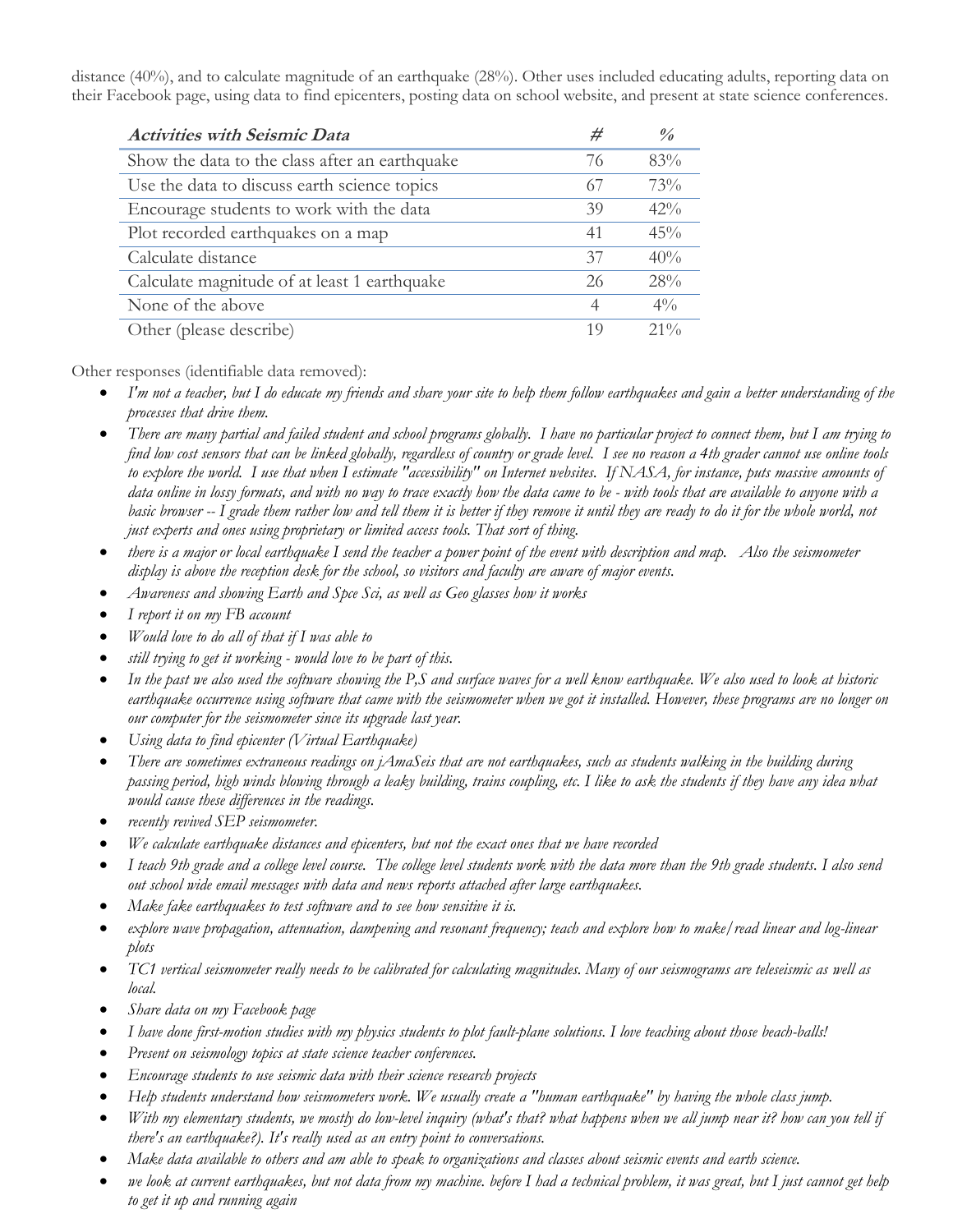distance (40%), and to calculate magnitude of an earthquake (28%). Other uses included educating adults, reporting data on their Facebook page, using data to find epicenters, posting data on school website, and present at state science conferences.

| ***Activities with Seismic Data*** | *#* | *%* |
|---|---|---|
| Show the data to the class after an earthquake | 76 | 83% |
| Use the data to discuss earth science topics | 67 | 73% |
| Encourage students to work with the data | 39 | 42% |
| Plot recorded earthquakes on a map | 41 | 45% |
| Calculate distance | 37 | 40% |
| Calculate magnitude of at least 1 earthquake | 26 | 28% |
| None of the above | 4 | 4% |
| Other (please describe) | 19 | 21% |

Other responses (identifiable data removed):

- *I'm not a teacher, but I do educate my friends and share your site to help them follow earthquakes and gain a better understanding of the processes that drive them.*
- *There are many partial and failed student and school programs globally. I have no particular project to connect them, but I am trying to find low cost sensors that can be linked globally, regardless of country or grade level. I see no reason a 4th grader cannot use online tools to explore the world. I use that when I estimate "accessibility" on Internet websites. If NASA, for instance, puts massive amounts of data online in lossy formats, and with no way to trace exactly how the data came to be - with tools that are available to anyone with a basic browser -- I grade them rather low and tell them it is better if they remove it until they are ready to do it for the whole world, not just experts and ones using proprietary or limited access tools. That sort of thing.*
- *there is a major or local earthquake I send the teacher a power point of the event with description and map. Also the seismometer display is above the reception desk for the school, so visitors and faculty are aware of major events.*
- *Awareness and showing Earth and Spce Sci, as well as Geo glasses how it works*
- *I report it on my FB account*
- *Would love to do all of that if I was able to*
- *still trying to get it working - would love to be part of this.*
- *In the past we also used the software showing the P,S and surface waves for a well know earthquake. We also used to look at historic earthquake occurrence using software that came with the seismometer when we got it installed. However, these programs are no longer on our computer for the seismometer since its upgrade last year.*
- *Using data to find epicenter (Virtual Earthquake)*
- *There are sometimes extraneous readings on jAmaSeis that are not earthquakes, such as students walking in the building during passing period, high winds blowing through a leaky building, trains coupling, etc. I like to ask the students if they have any idea what would cause these differences in the readings.*
- *recently revived SEP seismometer.*
- *We calculate earthquake distances and epicenters, but not the exact ones that we have recorded*
- *I teach 9th grade and a college level course. The college level students work with the data more than the 9th grade students. I also send out school wide email messages with data and news reports attached after large earthquakes.*
- *Make fake earthquakes to test software and to see how sensitive it is.*
- *explore wave propagation, attenuation, dampening and resonant frequency; teach and explore how to make/read linear and log-linear plots*
- *TC1 vertical seismometer really needs to be calibrated for calculating magnitudes. Many of our seismograms are teleseismic as well as local.*
- *Share data on my Facebook page*
- *I have done first-motion studies with my physics students to plot fault-plane solutions. I love teaching about those beach-balls!*
- *Present on seismology topics at state science teacher conferences.*
- *Encourage students to use seismic data with their science research projects*
- *Help students understand how seismometers work. We usually create a "human earthquake" by having the whole class jump.*
- *With my elementary students, we mostly do low-level inquiry (what's that? what happens when we all jump near it? how can you tell if there's an earthquake?). It's really used as an entry point to conversations.*
- *Make data available to others and am able to speak to organizations and classes about seismic events and earth science.*
- *we look at current earthquakes, but not data from my machine. before I had a technical problem, it was great, but I just cannot get help to get it up and running again*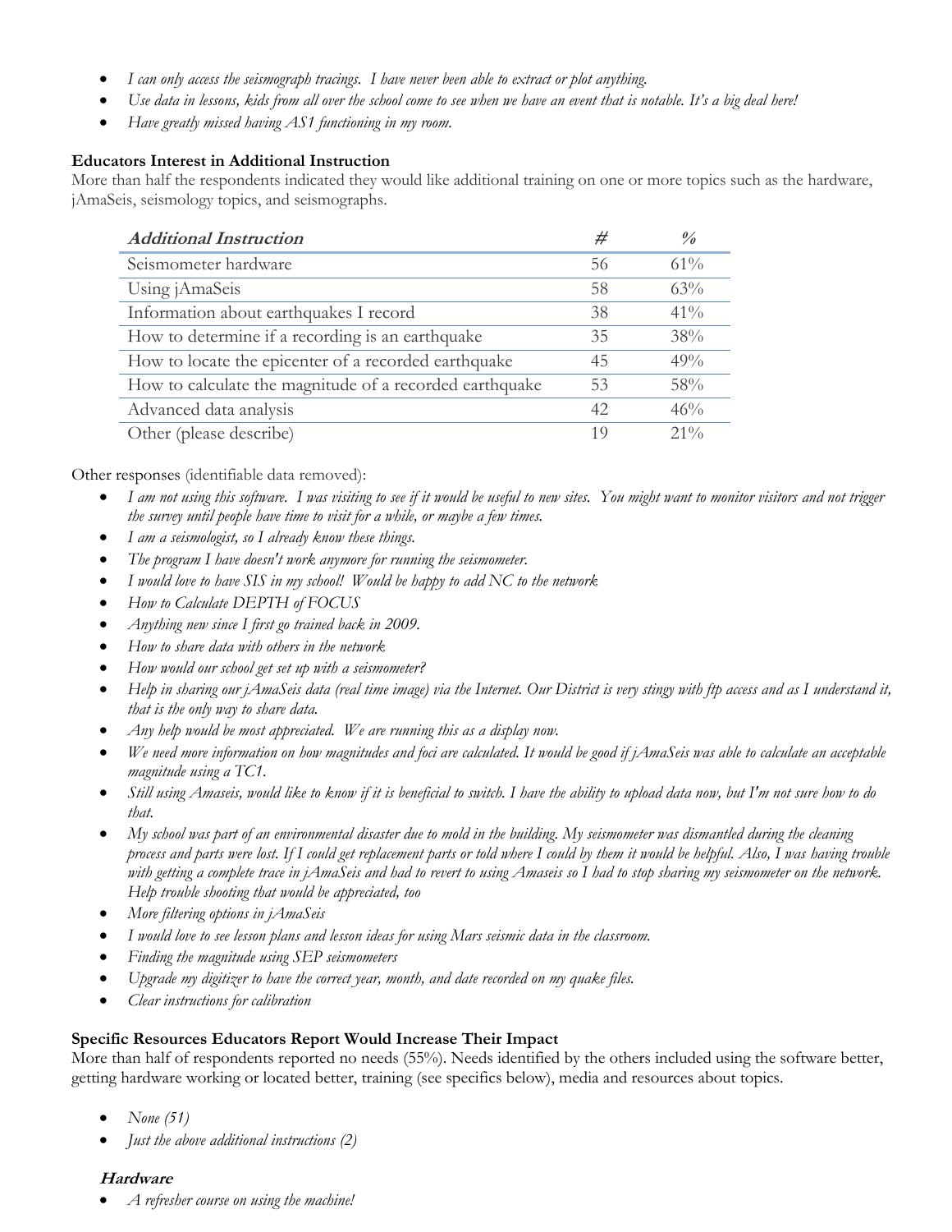- *I can only access the seismograph tracings. I have never been able to extract or plot anything.*
- *Use data in lessons, kids from all over the school come to see when we have an event that is notable. It's a big deal here!*
- *Have greatly missed having AS1 functioning in my room.*

**Educators Interest in Additional Instruction**

More than half the respondents indicated they would like additional training on one or more topics such as the hardware, jAmaSeis, seismology topics, and seismographs.

| *Additional Instruction* | # | % |
|---|---|---|
| Seismometer hardware | 56 | 61% |
| Using jAmaSeis | 58 | 63% |
| Information about earthquakes I record | 38 | 41% |
| How to determine if a recording is an earthquake | 35 | 38% |
| How to locate the epicenter of a recorded earthquake | 45 | 49% |
| How to calculate the magnitude of a recorded earthquake | 53 | 58% |
| Advanced data analysis | 42 | 46% |
| Other (please describe) | 19 | 21% |

Other responses (identifiable data removed):

- *I am not using this software. I was visiting to see if it would be useful to new sites. You might want to monitor visitors and not trigger the survey until people have time to visit for a while, or maybe a few times.*
- *I am a seismologist, so I already know these things.*
- *The program I have doesn't work anymore for running the seismometer.*
- *I would love to have SIS in my school! Would be happy to add NC to the network*
- *How to Calculate DEPTH of FOCUS*
- *Anything new since I first go trained back in 2009.*
- *How to share data with others in the network*
- *How would our school get set up with a seismometer?*
- *Help in sharing our jAmaSeis data (real time image) via the Internet. Our District is very stingy with ftp access and as I understand it, that is the only way to share data.*
- *Any help would be most appreciated. We are running this as a display now.*
- *We need more information on how magnitudes and foci are calculated. It would be good if jAmaSeis was able to calculate an acceptable magnitude using a TC1.*
- *Still using Amaseis, would like to know if it is beneficial to switch. I have the ability to upload data now, but I'm not sure how to do that.*
- *My school was part of an environmental disaster due to mold in the building. My seismometer was dismantled during the cleaning process and parts were lost. If I could get replacement parts or told where I could by them it would be helpful. Also, I was having trouble with getting a complete trace in jAmaSeis and had to revert to using Amaseis so I had to stop sharing my seismometer on the network. Help trouble shooting that would be appreciated, too*
- *More filtering options in jAmaSeis*
- *I would love to see lesson plans and lesson ideas for using Mars seismic data in the classroom.*
- *Finding the magnitude using SEP seismometers*
- *Upgrade my digitizer to have the correct year, month, and date recorded on my quake files.*
- *Clear instructions for calibration*

**Specific Resources Educators Report Would Increase Their Impact**

More than half of respondents reported no needs (55%). Needs identified by the others included using the software better, getting hardware working or located better, training (see specifics below), media and resources about topics.

- *None (51)*
- *Just the above additional instructions (2)*

***Hardware***

- *A refresher course on using the machine!*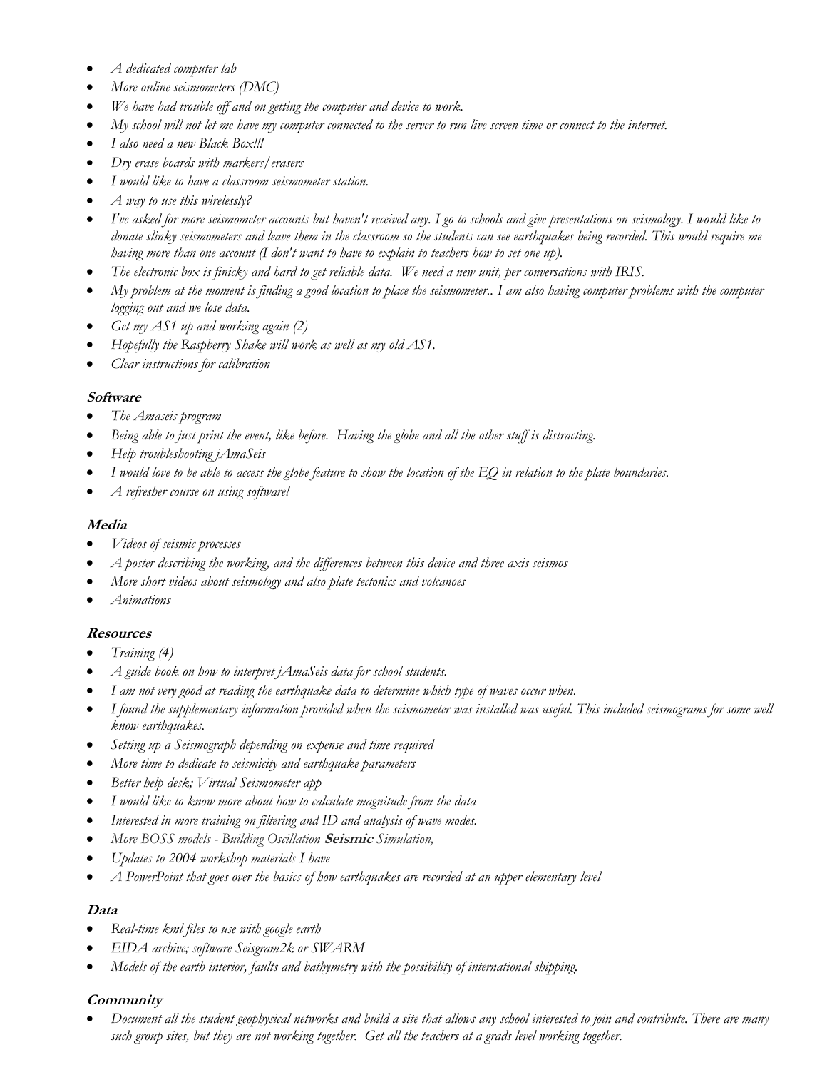- *A dedicated computer lab*
- *More online seismometers (DMC)*
- *We have had trouble off and on getting the computer and device to work.*
- *My school will not let me have my computer connected to the server to run live screen time or connect to the internet.*
- *I also need a new Black Box!!!*
- *Dry erase boards with markers/erasers*
- *I would like to have a classroom seismometer station.*
- *A way to use this wirelessly?*
- *I've asked for more seismometer accounts but haven't received any. I go to schools and give presentations on seismology. I would like to donate slinky seismometers and leave them in the classroom so the students can see earthquakes being recorded. This would require me having more than one account (I don't want to have to explain to teachers how to set one up).*
- *The electronic box is finicky and hard to get reliable data. We need a new unit, per conversations with IRIS.*
- *My problem at the moment is finding a good location to place the seismometer.. I am also having computer problems with the computer logging out and we lose data.*
- *Get my AS1 up and working again (2)*
- *Hopefully the Raspberry Shake will work as well as my old AS1.*
- *Clear instructions for calibration*

**Software**

- *The Amaseis program*
- *Being able to just print the event, like before. Having the globe and all the other stuff is distracting.*
- *Help troubleshooting jAmaSeis*
- *I would love to be able to access the globe feature to show the location of the EQ in relation to the plate boundaries.*
- *A refresher course on using software!*

**Media**

- *Videos of seismic processes*
- *A poster describing the working, and the differences between this device and three axis seismos*
- *More short videos about seismology and also plate tectonics and volcanoes*
- *Animations*

**Resources**

- *Training (4)*
- *A guide book on how to interpret jAmaSeis data for school students.*
- *I am not very good at reading the earthquake data to determine which type of waves occur when.*
- *I found the supplementary information provided when the seismometer was installed was useful. This included seismograms for some well know earthquakes.*
- *Setting up a Seismograph depending on expense and time required*
- *More time to dedicate to seismicity and earthquake parameters*
- *Better help desk; Virtual Seismometer app*
- *I would like to know more about how to calculate magnitude from the data*
- *Interested in more training on filtering and ID and analysis of wave modes.*
- *More BOSS models - Building Oscillation* **Seismic** *Simulation,*
- *Updates to 2004 workshop materials I have*
- *A PowerPoint that goes over the basics of how earthquakes are recorded at an upper elementary level*

**Data**

- *Real-time kml files to use with google earth*
- *EIDA archive; software Seisgram2k or SWARM*
- *Models of the earth interior, faults and bathymetry with the possibility of international shipping.*

**Community**

- *Document all the student geophysical networks and build a site that allows any school interested to join and contribute. There are many such group sites, but they are not working together. Get all the teachers at a grads level working together.*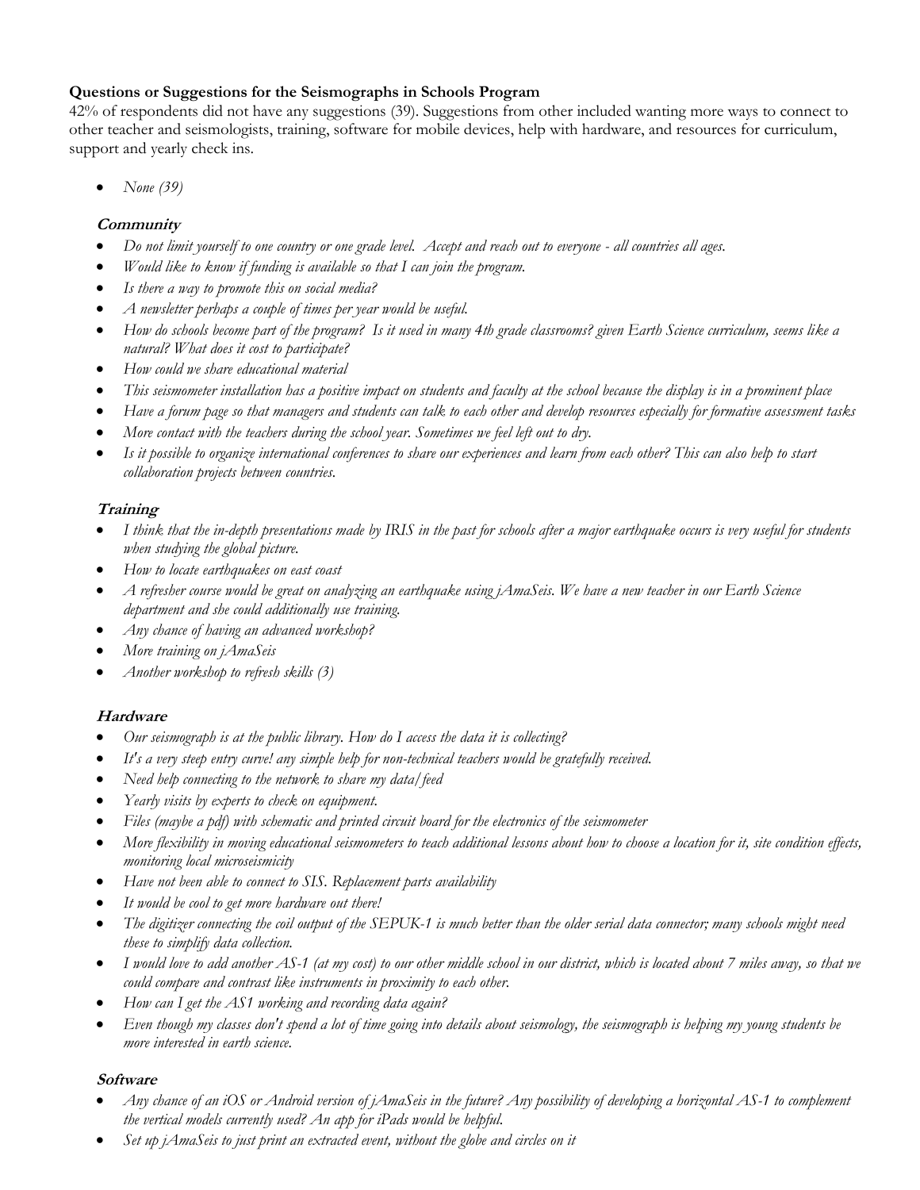**Questions or Suggestions for the Seismographs in Schools Program**

42% of respondents did not have any suggestions (39). Suggestions from other included wanting more ways to connect to other teacher and seismologists, training, software for mobile devices, help with hardware, and resources for curriculum, support and yearly check ins.

- *None (39)*

### Community

- *Do not limit yourself to one country or one grade level. Accept and reach out to everyone - all countries all ages.*
- *Would like to know if funding is available so that I can join the program.*
- *Is there a way to promote this on social media?*
- *A newsletter perhaps a couple of times per year would be useful.*
- *How do schools become part of the program? Is it used in many 4th grade classrooms? given Earth Science curriculum, seems like a natural? What does it cost to participate?*
- *How could we share educational material*
- *This seismometer installation has a positive impact on students and faculty at the school because the display is in a prominent place*
- *Have a forum page so that managers and students can talk to each other and develop resources especially for formative assessment tasks*
- *More contact with the teachers during the school year. Sometimes we feel left out to dry.*
- *Is it possible to organize international conferences to share our experiences and learn from each other? This can also help to start collaboration projects between countries.*

### Training

- *I think that the in-depth presentations made by IRIS in the past for schools after a major earthquake occurs is very useful for students when studying the global picture.*
- *How to locate earthquakes on east coast*
- *A refresher course would be great on analyzing an earthquake using jAmaSeis. We have a new teacher in our Earth Science department and she could additionally use training.*
- *Any chance of having an advanced workshop?*
- *More training on jAmaSeis*
- *Another workshop to refresh skills (3)*

### Hardware

- *Our seismograph is at the public library. How do I access the data it is collecting?*
- *It's a very steep entry curve! any simple help for non-technical teachers would be gratefully received.*
- *Need help connecting to the network to share my data/feed*
- *Yearly visits by experts to check on equipment.*
- *Files (maybe a pdf) with schematic and printed circuit board for the electronics of the seismometer*
- *More flexibility in moving educational seismometers to teach additional lessons about how to choose a location for it, site condition effects, monitoring local microseismicity*
- *Have not been able to connect to SIS. Replacement parts availability*
- *It would be cool to get more hardware out there!*
- *The digitizer connecting the coil output of the SEPUK-1 is much better than the older serial data connector; many schools might need these to simplify data collection.*
- *I would love to add another AS-1 (at my cost) to our other middle school in our district, which is located about 7 miles away, so that we could compare and contrast like instruments in proximity to each other.*
- *How can I get the AS1 working and recording data again?*
- *Even though my classes don't spend a lot of time going into details about seismology, the seismograph is helping my young students be more interested in earth science.*

### Software

- *Any chance of an iOS or Android version of jAmaSeis in the future? Any possibility of developing a horizontal AS-1 to complement the vertical models currently used? An app for iPads would be helpful.*
- *Set up jAmaSeis to just print an extracted event, without the globe and circles on it*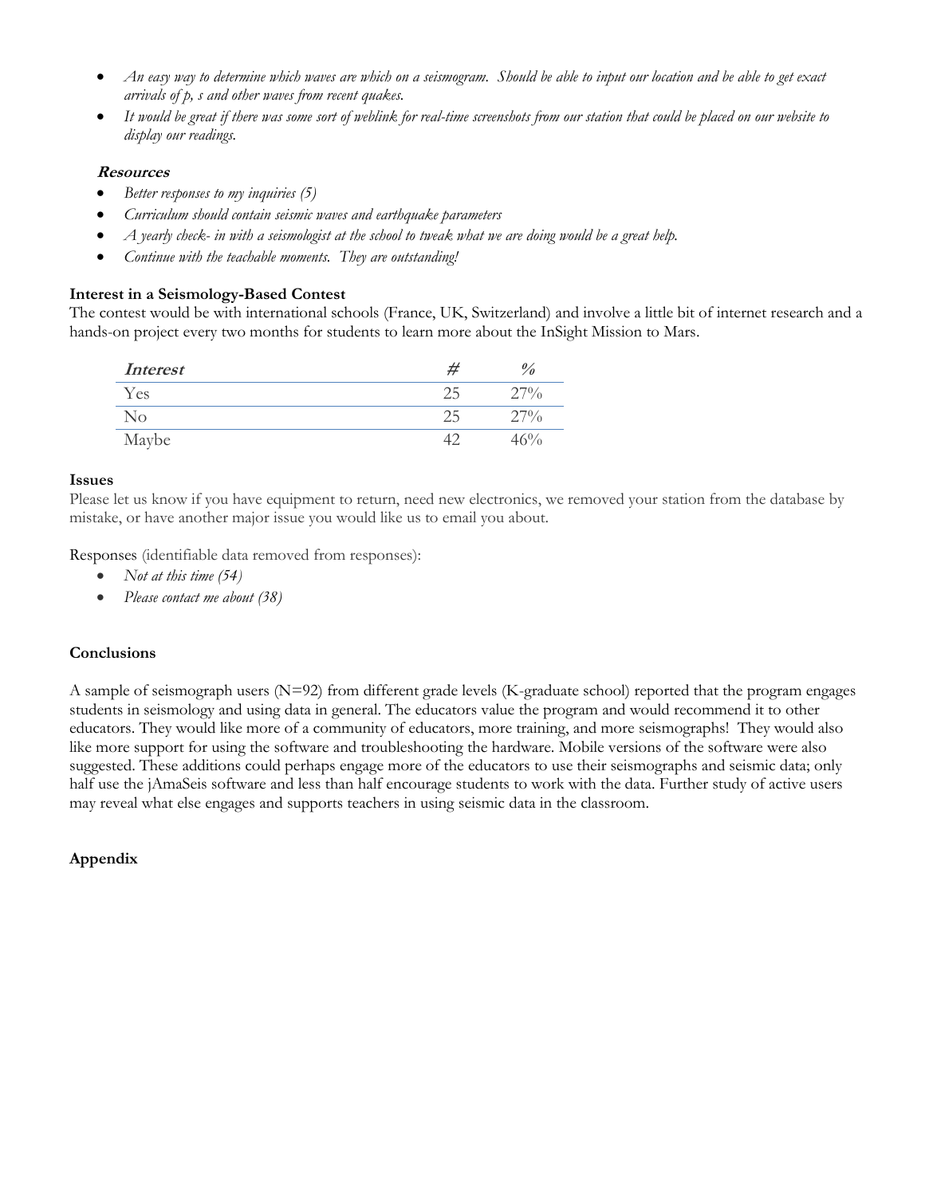- *An easy way to determine which waves are which on a seismogram. Should be able to input our location and be able to get exact arrivals of p, s and other waves from recent quakes.*
- *It would be great if there was some sort of weblink for real-time screenshots from our station that could be placed on our website to display our readings.*

***Resources***

- *Better responses to my inquiries (5)*
- *Curriculum should contain seismic waves and earthquake parameters*
- *A yearly check- in with a seismologist at the school to tweak what we are doing would be a great help.*
- *Continue with the teachable moments. They are outstanding!*

**Interest in a Seismology-Based Contest**

The contest would be with international schools (France, UK, Switzerland) and involve a little bit of internet research and a hands-on project every two months for students to learn more about the InSight Mission to Mars.

| *Interest* | # | % |
|---|---|---|
| Yes | 25 | 27% |
| No | 25 | 27% |
| Maybe | 42 | 46% |

**Issues**

Please let us know if you have equipment to return, need new electronics, we removed your station from the database by mistake, or have another major issue you would like us to email you about.

Responses (identifiable data removed from responses):

- *Not at this time (54)*
- *Please contact me about (38)*

**Conclusions**

A sample of seismograph users (N=92) from different grade levels (K-graduate school) reported that the program engages students in seismology and using data in general. The educators value the program and would recommend it to other educators. They would like more of a community of educators, more training, and more seismographs! They would also like more support for using the software and troubleshooting the hardware. Mobile versions of the software were also suggested. These additions could perhaps engage more of the educators to use their seismographs and seismic data; only half use the jAmaSeis software and less than half encourage students to work with the data. Further study of active users may reveal what else engages and supports teachers in using seismic data in the classroom.

**Appendix**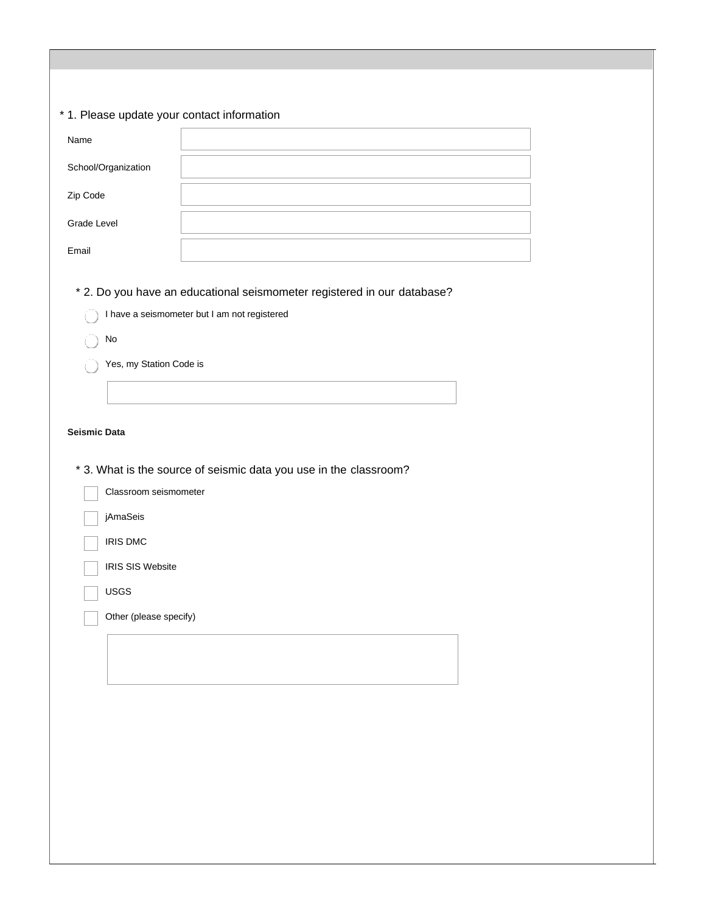* 1. Please update your contact information

Name

School/Organization

Zip Code

Grade Level

Email

* 2. Do you have an educational seismometer registered in our database?

- I have a seismometer but I am not registered
- No
- Yes, my Station Code is

**Seismic Data**

* 3. What is the source of seismic data you use in the classroom?

- Classroom seismometer
- jAmaSeis
- IRIS DMC
- IRIS SIS Website
- USGS
- Other (please specify)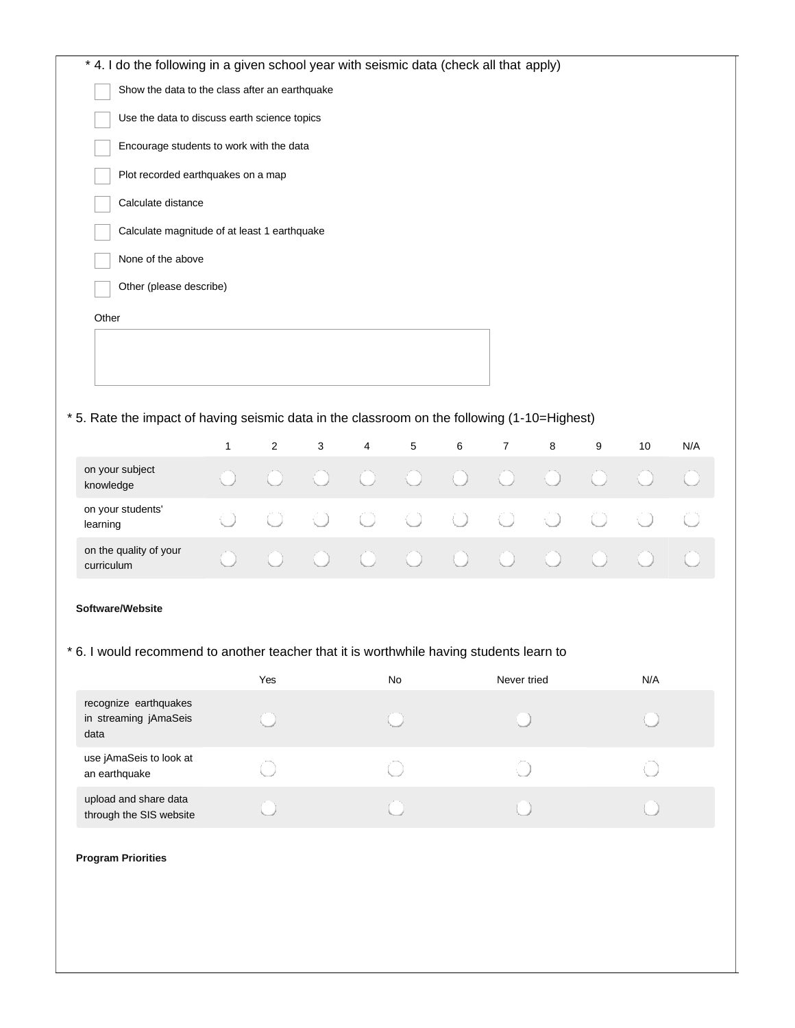\* 4. I do the following in a given school year with seismic data (check all that apply)

- [ ] Show the data to the class after an earthquake
- [ ] Use the data to discuss earth science topics
- [ ] Encourage students to work with the data
- [ ] Plot recorded earthquakes on a map
- [ ] Calculate distance
- [ ] Calculate magnitude of at least 1 earthquake
- [ ] None of the above
- [ ] Other (please describe)

Other

\* 5. Rate the impact of having seismic data in the classroom on the following (1-10=Highest)

| | 1 | 2 | 3 | 4 | 5 | 6 | 7 | 8 | 9 | 10 | N/A |
|---|---|---|---|---|---|---|---|---|---|---|---|
| on your subject knowledge | ○ | ○ | ○ | ○ | ○ | ○ | ○ | ○ | ○ | ○ | ○ |
| on your students' learning | ○ | ○ | ○ | ○ | ○ | ○ | ○ | ○ | ○ | ○ | ○ |
| on the quality of your curriculum | ○ | ○ | ○ | ○ | ○ | ○ | ○ | ○ | ○ | ○ | ○ |

**Software/Website**

\* 6. I would recommend to another teacher that it is worthwhile having students learn to

| | Yes | No | Never tried | N/A |
|---|---|---|---|---|
| recognize earthquakes in streaming jAmaSeis data | ○ | ○ | ○ | ○ |
| use jAmaSeis to look at an earthquake | ○ | ○ | ○ | ○ |
| upload and share data through the SIS website | ○ | ○ | ○ | ○ |

**Program Priorities**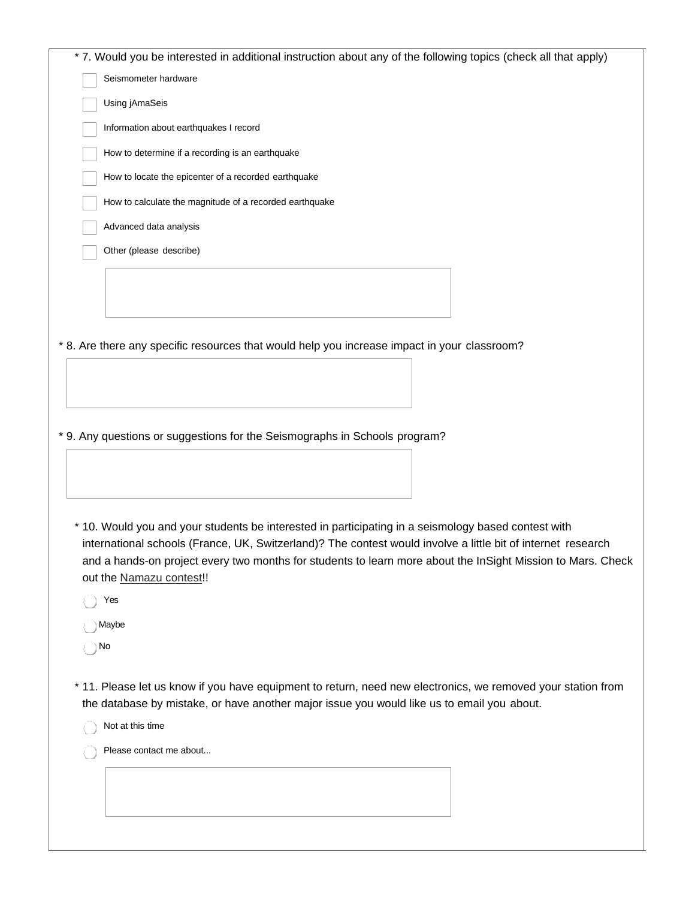\* 7. Would you be interested in additional instruction about any of the following topics (check all that apply)

- [ ] Seismometer hardware
- [ ] Using jAmaSeis
- [ ] Information about earthquakes I record
- [ ] How to determine if a recording is an earthquake
- [ ] How to locate the epicenter of a recorded earthquake
- [ ] How to calculate the magnitude of a recorded earthquake
- [ ] Advanced data analysis
- [ ] Other (please describe)

\* 8. Are there any specific resources that would help you increase impact in your classroom?

\* 9. Any questions or suggestions for the Seismographs in Schools program?

\* 10. Would you and your students be interested in participating in a seismology based contest with international schools (France, UK, Switzerland)? The contest would involve a little bit of internet research and a hands-on project every two months for students to learn more about the InSight Mission to Mars. Check out the Namazu contest!!

- ( ) Yes
- ( ) Maybe
- ( ) No

\* 11. Please let us know if you have equipment to return, need new electronics, we removed your station from the database by mistake, or have another major issue you would like us to email you about.

- ( ) Not at this time
- ( ) Please contact me about...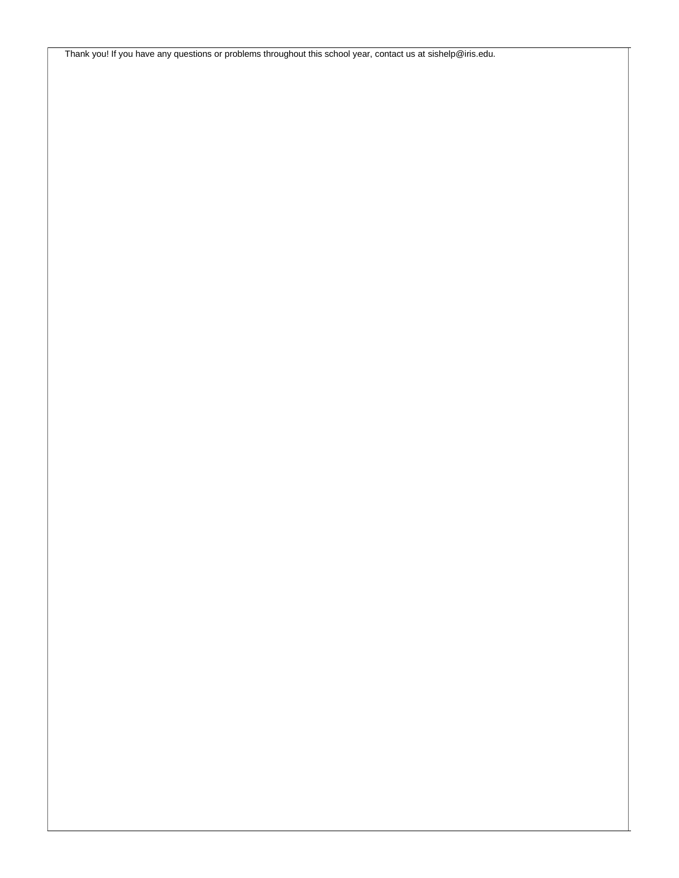Thank you! If you have any questions or problems throughout this school year, contact us at sishelp@iris.edu.